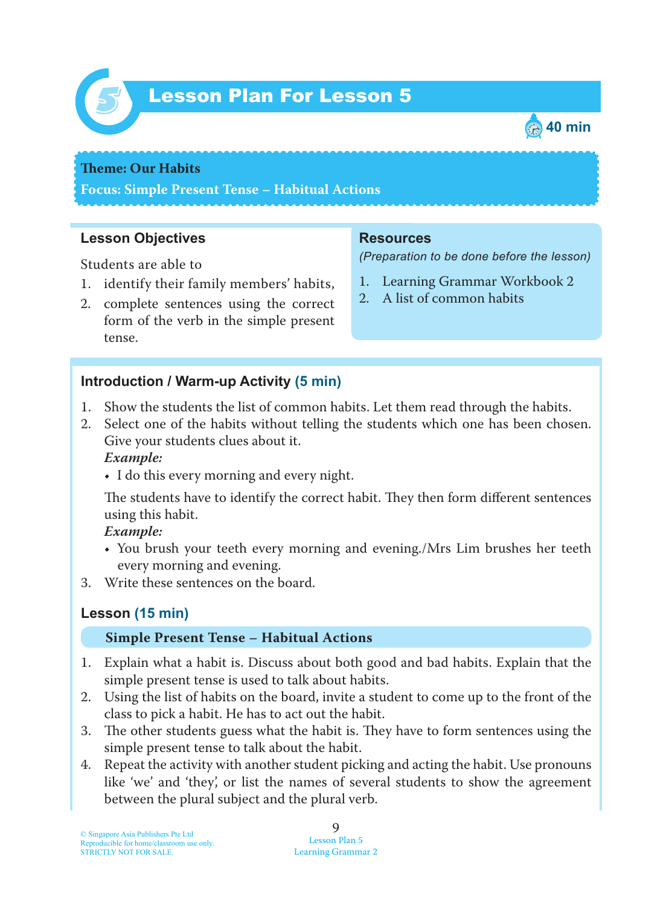# Lesson Plan For Lesson 5

40 min

**Theme: Our Habits**

**Focus: Simple Present Tense – Habitual Actions**

## Lesson Objectives

Students are able to

1. identify their family members' habits,
2. complete sentences using the correct form of the verb in the simple present tense.

## Resources

*(Preparation to be done before the lesson)*

1. Learning Grammar Workbook 2
2. A list of common habits

## Introduction / Warm-up Activity (5 min)

1. Show the students the list of common habits. Let them read through the habits.
2. Select one of the habits without telling the students which one has been chosen. Give your students clues about it.

   ***Example:***
   - I do this every morning and every night.

   The students have to identify the correct habit. They then form different sentences using this habit.

   ***Example:***
   - You brush your teeth every morning and evening./Mrs Lim brushes her teeth every morning and evening.
3. Write these sentences on the board.

## Lesson (15 min)

### Simple Present Tense – Habitual Actions

1. Explain what a habit is. Discuss about both good and bad habits. Explain that the simple present tense is used to talk about habits.
2. Using the list of habits on the board, invite a student to come up to the front of the class to pick a habit. He has to act out the habit.
3. The other students guess what the habit is. They have to form sentences using the simple present tense to talk about the habit.
4. Repeat the activity with another student picking and acting the habit. Use pronouns like 'we' and 'they', or list the names of several students to show the agreement between the plural subject and the plural verb.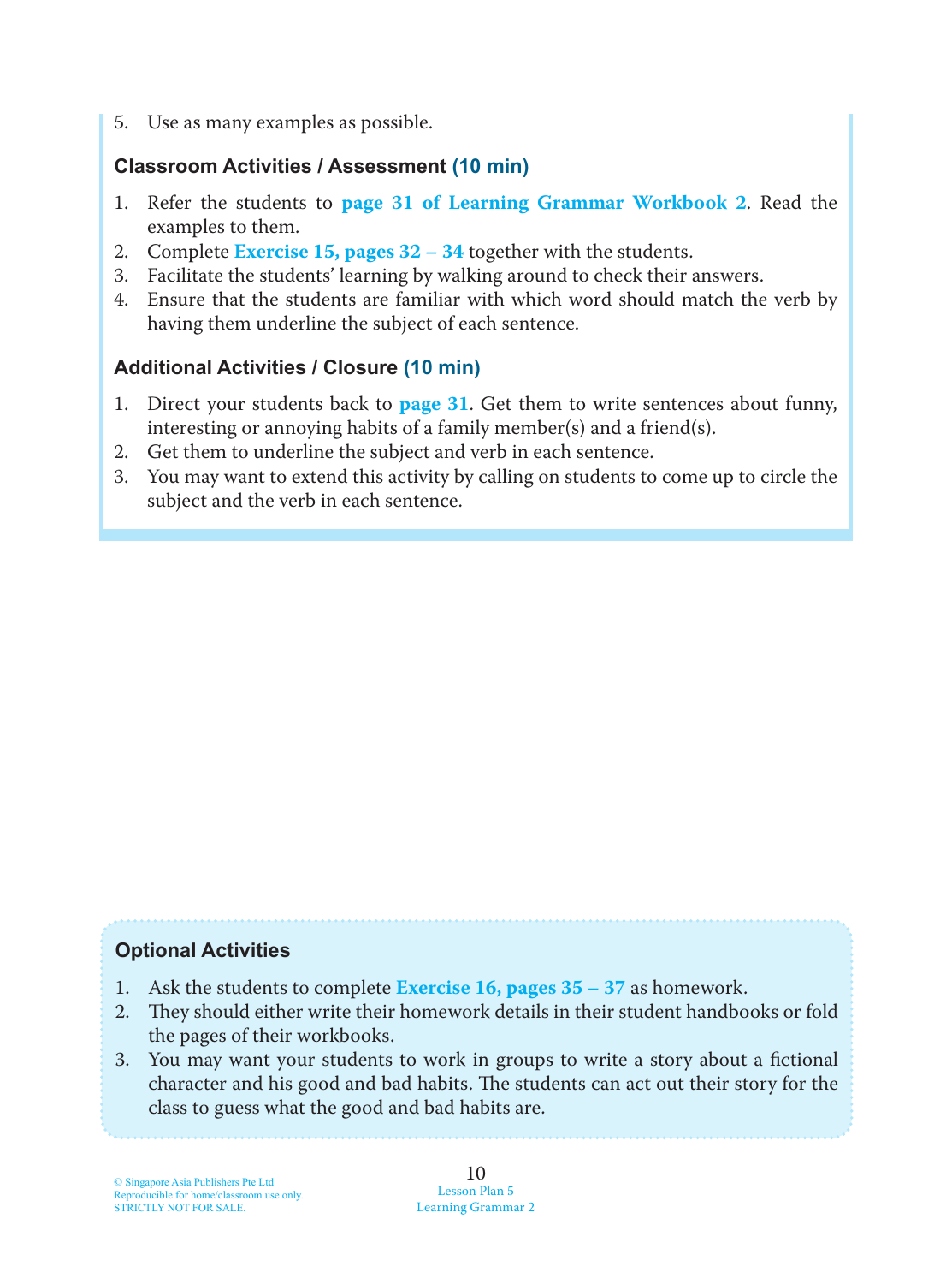5. Use as many examples as possible.

### Classroom Activities / Assessment (10 min)

1. Refer the students to **page 31 of Learning Grammar Workbook 2**. Read the examples to them.
2. Complete **Exercise 15, pages 32 – 34** together with the students.
3. Facilitate the students' learning by walking around to check their answers.
4. Ensure that the students are familiar with which word should match the verb by having them underline the subject of each sentence.

### Additional Activities / Closure (10 min)

1. Direct your students back to **page 31**. Get them to write sentences about funny, interesting or annoying habits of a family member(s) and a friend(s).
2. Get them to underline the subject and verb in each sentence.
3. You may want to extend this activity by calling on students to come up to circle the subject and the verb in each sentence.

### Optional Activities

1. Ask the students to complete **Exercise 16, pages 35 – 37** as homework.
2. They should either write their homework details in their student handbooks or fold the pages of their workbooks.
3. You may want your students to work in groups to write a story about a fictional character and his good and bad habits. The students can act out their story for the class to guess what the good and bad habits are.

© Singapore Asia Publishers Pte Ltd
Reproducible for home/classroom use only.
STRICTLY NOT FOR SALE.